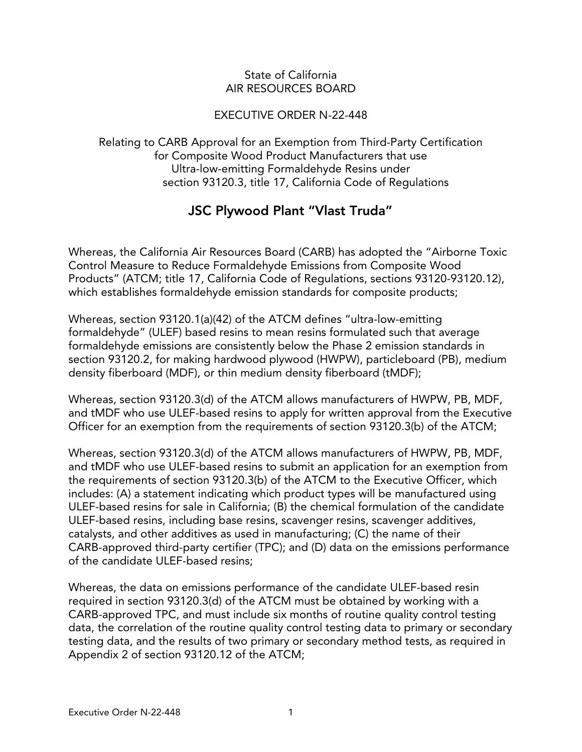State of California
AIR RESOURCES BOARD

EXECUTIVE ORDER N-22-448

Relating to CARB Approval for an Exemption from Third-Party Certification for Composite Wood Product Manufacturers that use Ultra-low-emitting Formaldehyde Resins under section 93120.3, title 17, California Code of Regulations

## JSC Plywood Plant "Vlast Truda"

Whereas, the California Air Resources Board (CARB) has adopted the "Airborne Toxic Control Measure to Reduce Formaldehyde Emissions from Composite Wood Products" (ATCM; title 17, California Code of Regulations, sections 93120-93120.12), which establishes formaldehyde emission standards for composite products;

Whereas, section 93120.1(a)(42) of the ATCM defines "ultra-low-emitting formaldehyde" (ULEF) based resins to mean resins formulated such that average formaldehyde emissions are consistently below the Phase 2 emission standards in section 93120.2, for making hardwood plywood (HWPW), particleboard (PB), medium density fiberboard (MDF), or thin medium density fiberboard (tMDF);

Whereas, section 93120.3(d) of the ATCM allows manufacturers of HWPW, PB, MDF, and tMDF who use ULEF-based resins to apply for written approval from the Executive Officer for an exemption from the requirements of section 93120.3(b) of the ATCM;

Whereas, section 93120.3(d) of the ATCM allows manufacturers of HWPW, PB, MDF, and tMDF who use ULEF-based resins to submit an application for an exemption from the requirements of section 93120.3(b) of the ATCM to the Executive Officer, which includes: (A) a statement indicating which product types will be manufactured using ULEF-based resins for sale in California; (B) the chemical formulation of the candidate ULEF-based resins, including base resins, scavenger resins, scavenger additives, catalysts, and other additives as used in manufacturing; (C) the name of their CARB-approved third-party certifier (TPC); and (D) data on the emissions performance of the candidate ULEF-based resins;

Whereas, the data on emissions performance of the candidate ULEF-based resin required in section 93120.3(d) of the ATCM must be obtained by working with a CARB-approved TPC, and must include six months of routine quality control testing data, the correlation of the routine quality control testing data to primary or secondary testing data, and the results of two primary or secondary method tests, as required in Appendix 2 of section 93120.12 of the ATCM;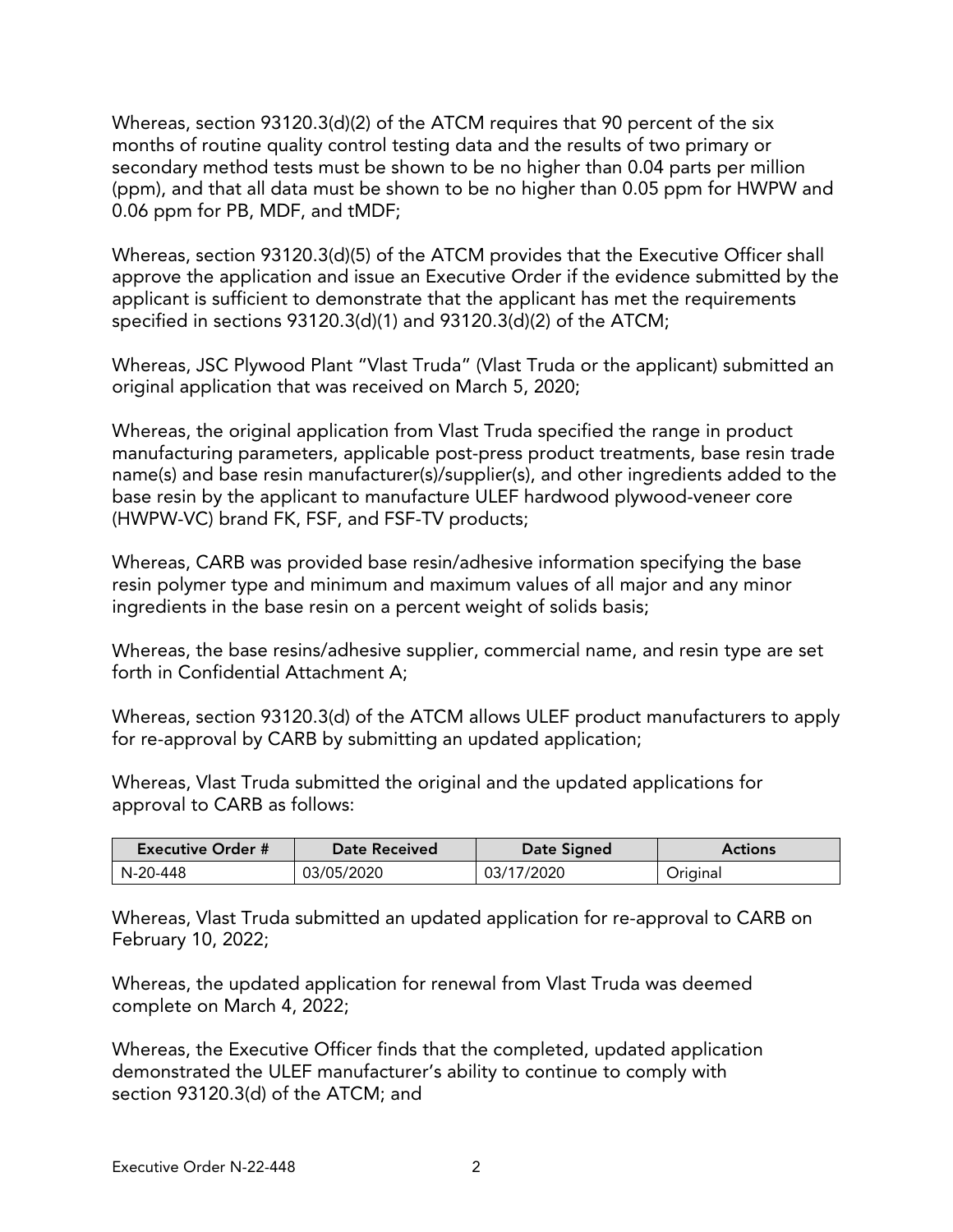Whereas, section 93120.3(d)(2) of the ATCM requires that 90 percent of the six months of routine quality control testing data and the results of two primary or secondary method tests must be shown to be no higher than 0.04 parts per million (ppm), and that all data must be shown to be no higher than 0.05 ppm for HWPW and 0.06 ppm for PB, MDF, and tMDF;

Whereas, section 93120.3(d)(5) of the ATCM provides that the Executive Officer shall approve the application and issue an Executive Order if the evidence submitted by the applicant is sufficient to demonstrate that the applicant has met the requirements specified in sections 93120.3(d)(1) and 93120.3(d)(2) of the ATCM;

Whereas, JSC Plywood Plant "Vlast Truda" (Vlast Truda or the applicant) submitted an original application that was received on March 5, 2020;

Whereas, the original application from Vlast Truda specified the range in product manufacturing parameters, applicable post-press product treatments, base resin trade name(s) and base resin manufacturer(s)/supplier(s), and other ingredients added to the base resin by the applicant to manufacture ULEF hardwood plywood-veneer core (HWPW-VC) brand FK, FSF, and FSF-TV products;

Whereas, CARB was provided base resin/adhesive information specifying the base resin polymer type and minimum and maximum values of all major and any minor ingredients in the base resin on a percent weight of solids basis;

Whereas, the base resins/adhesive supplier, commercial name, and resin type are set forth in Confidential Attachment A;

Whereas, section 93120.3(d) of the ATCM allows ULEF product manufacturers to apply for re-approval by CARB by submitting an updated application;

Whereas, Vlast Truda submitted the original and the updated applications for approval to CARB as follows:

| Executive Order # | Date Received | Date Signed | Actions |
| --- | --- | --- | --- |
| N-20-448 | 03/05/2020 | 03/17/2020 | Original |

Whereas, Vlast Truda submitted an updated application for re-approval to CARB on February 10, 2022;

Whereas, the updated application for renewal from Vlast Truda was deemed complete on March 4, 2022;

Whereas, the Executive Officer finds that the completed, updated application demonstrated the ULEF manufacturer's ability to continue to comply with section 93120.3(d) of the ATCM; and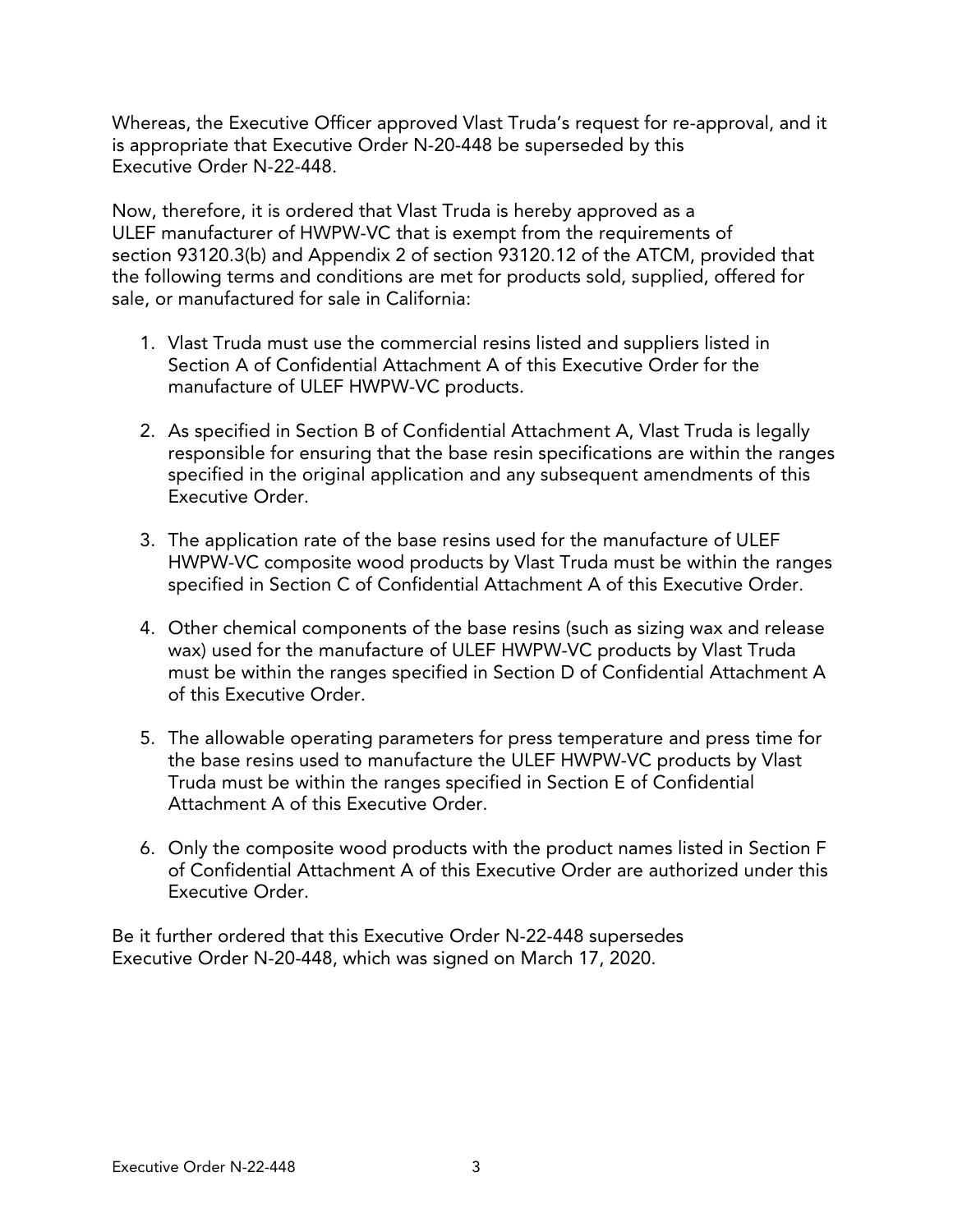Whereas, the Executive Officer approved Vlast Truda's request for re-approval, and it is appropriate that Executive Order N-20-448 be superseded by this Executive Order N-22-448.

Now, therefore, it is ordered that Vlast Truda is hereby approved as a ULEF manufacturer of HWPW-VC that is exempt from the requirements of section 93120.3(b) and Appendix 2 of section 93120.12 of the ATCM, provided that the following terms and conditions are met for products sold, supplied, offered for sale, or manufactured for sale in California:

1. Vlast Truda must use the commercial resins listed and suppliers listed in Section A of Confidential Attachment A of this Executive Order for the manufacture of ULEF HWPW-VC products.

2. As specified in Section B of Confidential Attachment A, Vlast Truda is legally responsible for ensuring that the base resin specifications are within the ranges specified in the original application and any subsequent amendments of this Executive Order.

3. The application rate of the base resins used for the manufacture of ULEF HWPW-VC composite wood products by Vlast Truda must be within the ranges specified in Section C of Confidential Attachment A of this Executive Order.

4. Other chemical components of the base resins (such as sizing wax and release wax) used for the manufacture of ULEF HWPW-VC products by Vlast Truda must be within the ranges specified in Section D of Confidential Attachment A of this Executive Order.

5. The allowable operating parameters for press temperature and press time for the base resins used to manufacture the ULEF HWPW-VC products by Vlast Truda must be within the ranges specified in Section E of Confidential Attachment A of this Executive Order.

6. Only the composite wood products with the product names listed in Section F of Confidential Attachment A of this Executive Order are authorized under this Executive Order.

Be it further ordered that this Executive Order N-22-448 supersedes Executive Order N-20-448, which was signed on March 17, 2020.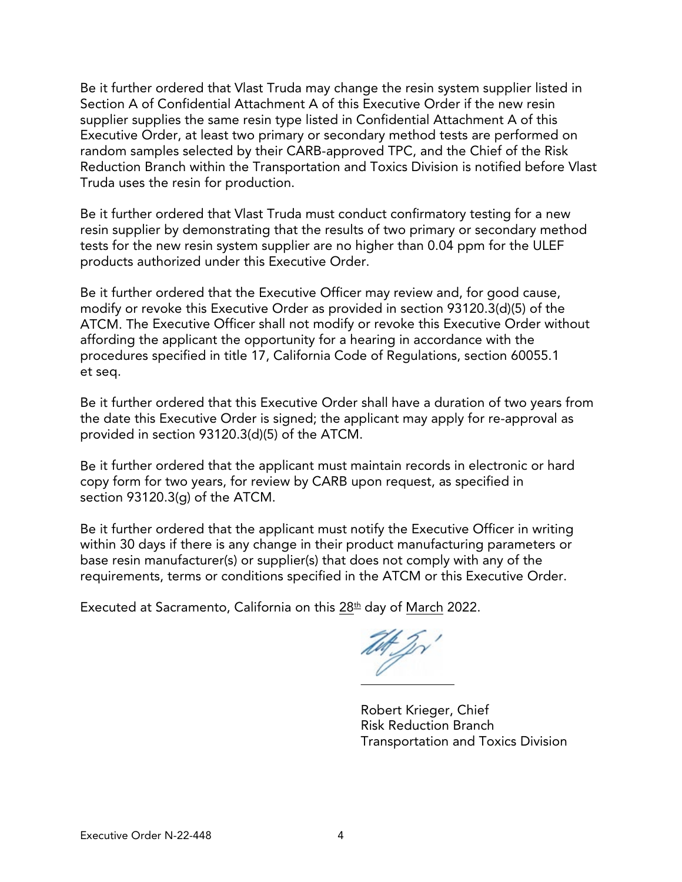Be it further ordered that Vlast Truda may change the resin system supplier listed in Section A of Confidential Attachment A of this Executive Order if the new resin supplier supplies the same resin type listed in Confidential Attachment A of this Executive Order, at least two primary or secondary method tests are performed on random samples selected by their CARB-approved TPC, and the Chief of the Risk Reduction Branch within the Transportation and Toxics Division is notified before Vlast Truda uses the resin for production.

Be it further ordered that Vlast Truda must conduct confirmatory testing for a new resin supplier by demonstrating that the results of two primary or secondary method tests for the new resin system supplier are no higher than 0.04 ppm for the ULEF products authorized under this Executive Order.

Be it further ordered that the Executive Officer may review and, for good cause, modify or revoke this Executive Order as provided in section 93120.3(d)(5) of the ATCM. The Executive Officer shall not modify or revoke this Executive Order without affording the applicant the opportunity for a hearing in accordance with the procedures specified in title 17, California Code of Regulations, section 60055.1 et seq.

Be it further ordered that this Executive Order shall have a duration of two years from the date this Executive Order is signed; the applicant may apply for re-approval as provided in section 93120.3(d)(5) of the ATCM.

Be it further ordered that the applicant must maintain records in electronic or hard copy form for two years, for review by CARB upon request, as specified in section 93120.3(g) of the ATCM.

Be it further ordered that the applicant must notify the Executive Officer in writing within 30 days if there is any change in their product manufacturing parameters or base resin manufacturer(s) or supplier(s) that does not comply with any of the requirements, terms or conditions specified in the ATCM or this Executive Order.

Executed at Sacramento, California on this 28th day of March 2022.

Robert Krieger, Chief
Risk Reduction Branch
Transportation and Toxics Division

Executive Order N-22-448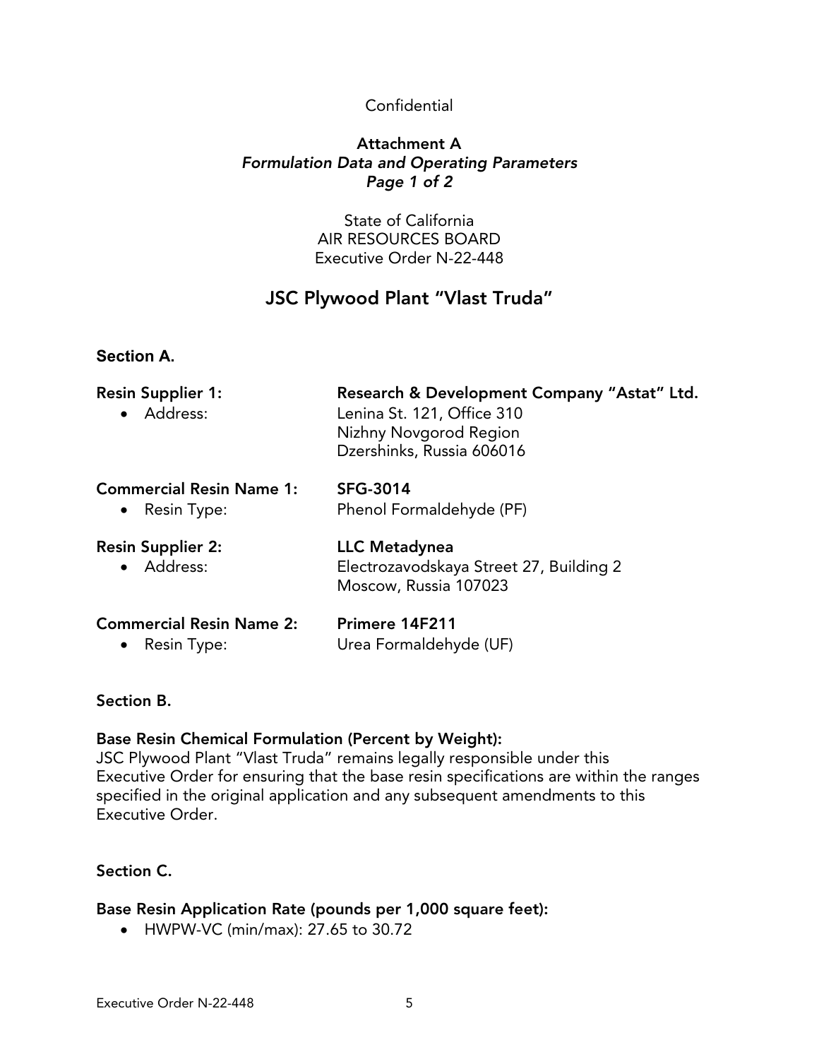Confidential

**Attachment A**
***Formulation Data and Operating Parameters***
***Page 1 of 2***

State of California
AIR RESOURCES BOARD
Executive Order N-22-448

## JSC Plywood Plant "Vlast Truda"

### Section A.

**Resin Supplier 1:** **Research & Development Company "Astat" Ltd.**

- Address: Lenina St. 121, Office 310
  Nizhny Novgorod Region
  Dzershinks, Russia 606016

**Commercial Resin Name 1:** **SFG-3014**

- Resin Type: Phenol Formaldehyde (PF)

**Resin Supplier 2:** **LLC Metadynea**

- Address: Electrozavodskaya Street 27, Building 2
  Moscow, Russia 107023

**Commercial Resin Name 2:** **Primere 14F211**

- Resin Type: Urea Formaldehyde (UF)

### Section B.

**Base Resin Chemical Formulation (Percent by Weight):**
JSC Plywood Plant "Vlast Truda" remains legally responsible under this Executive Order for ensuring that the base resin specifications are within the ranges specified in the original application and any subsequent amendments to this Executive Order.

### Section C.

**Base Resin Application Rate (pounds per 1,000 square feet):**

- HWPW-VC (min/max): 27.65 to 30.72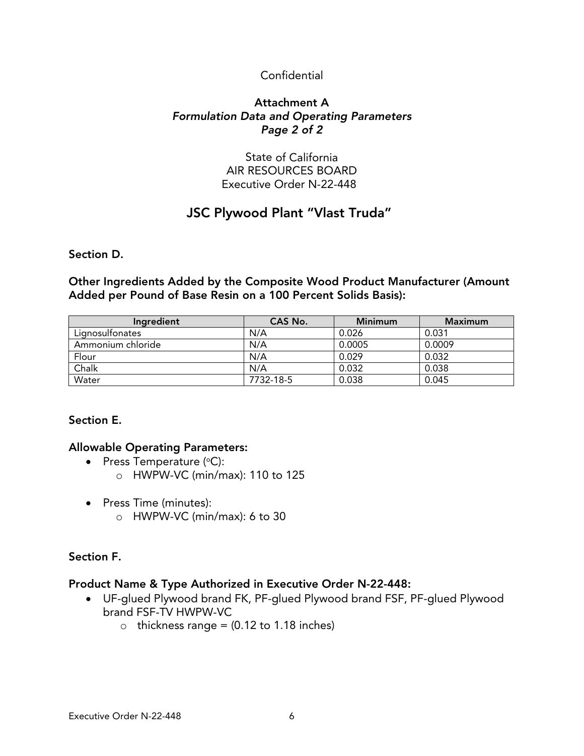Confidential

**Attachment A**
***Formulation Data and Operating Parameters***
***Page 2 of 2***

State of California
AIR RESOURCES BOARD
Executive Order N-22-448

## JSC Plywood Plant “Vlast Truda”

**Section D.**

**Other Ingredients Added by the Composite Wood Product Manufacturer (Amount Added per Pound of Base Resin on a 100 Percent Solids Basis):**

| Ingredient | CAS No. | Minimum | Maximum |
|---|---|---|---|
| Lignosulfonates | N/A | 0.026 | 0.031 |
| Ammonium chloride | N/A | 0.0005 | 0.0009 |
| Flour | N/A | 0.029 | 0.032 |
| Chalk | N/A | 0.032 | 0.038 |
| Water | 7732-18-5 | 0.038 | 0.045 |

**Section E.**

**Allowable Operating Parameters:**

- Press Temperature (°C):
  - HWPW-VC (min/max): 110 to 125
- Press Time (minutes):
  - HWPW-VC (min/max): 6 to 30

**Section F.**

**Product Name & Type Authorized in Executive Order N-22-448:**

- UF-glued Plywood brand FK, PF-glued Plywood brand FSF, PF-glued Plywood brand FSF-TV HWPW-VC
  - thickness range = (0.12 to 1.18 inches)